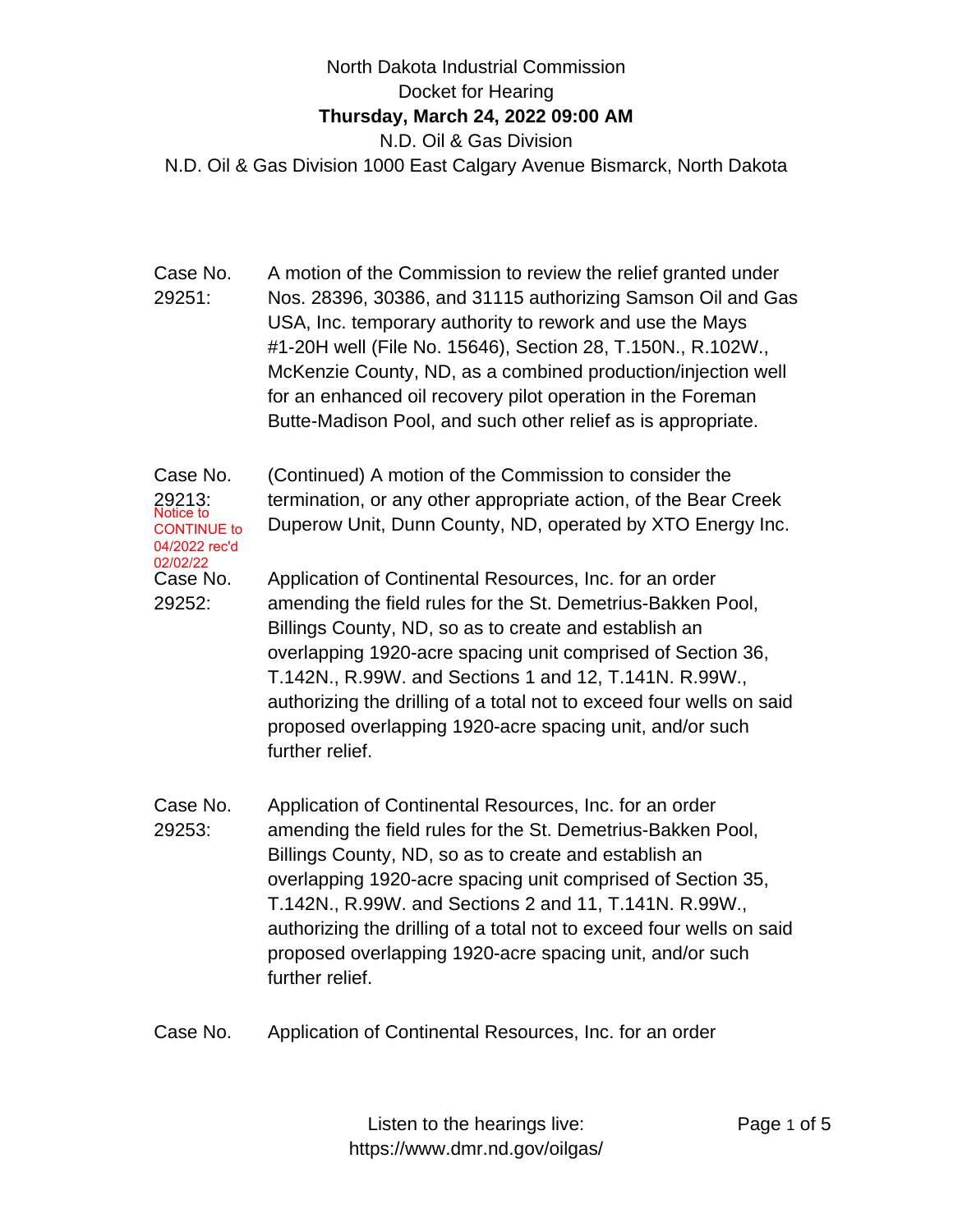North Dakota Industrial Commission
Docket for Hearing
**Thursday, March 24, 2022 09:00 AM**
N.D. Oil & Gas Division
N.D. Oil & Gas Division 1000 East Calgary Avenue Bismarck, North Dakota

Case No. 29251: A motion of the Commission to review the relief granted under Nos. 28396, 30386, and 31115 authorizing Samson Oil and Gas USA, Inc. temporary authority to rework and use the Mays #1-20H well (File No. 15646), Section 28, T.150N., R.102W., McKenzie County, ND, as a combined production/injection well for an enhanced oil recovery pilot operation in the Foreman Butte-Madison Pool, and such other relief as is appropriate.

Case No. 29213: Notice to CONTINUE to 04/2022 rec'd 02/02/22 (Continued) A motion of the Commission to consider the termination, or any other appropriate action, of the Bear Creek Duperow Unit, Dunn County, ND, operated by XTO Energy Inc.

Case No. 29252: Application of Continental Resources, Inc. for an order amending the field rules for the St. Demetrius-Bakken Pool, Billings County, ND, so as to create and establish an overlapping 1920-acre spacing unit comprised of Section 36, T.142N., R.99W. and Sections 1 and 12, T.141N. R.99W., authorizing the drilling of a total not to exceed four wells on said proposed overlapping 1920-acre spacing unit, and/or such further relief.

Case No. 29253: Application of Continental Resources, Inc. for an order amending the field rules for the St. Demetrius-Bakken Pool, Billings County, ND, so as to create and establish an overlapping 1920-acre spacing unit comprised of Section 35, T.142N., R.99W. and Sections 2 and 11, T.141N. R.99W., authorizing the drilling of a total not to exceed four wells on said proposed overlapping 1920-acre spacing unit, and/or such further relief.

Case No. Application of Continental Resources, Inc. for an order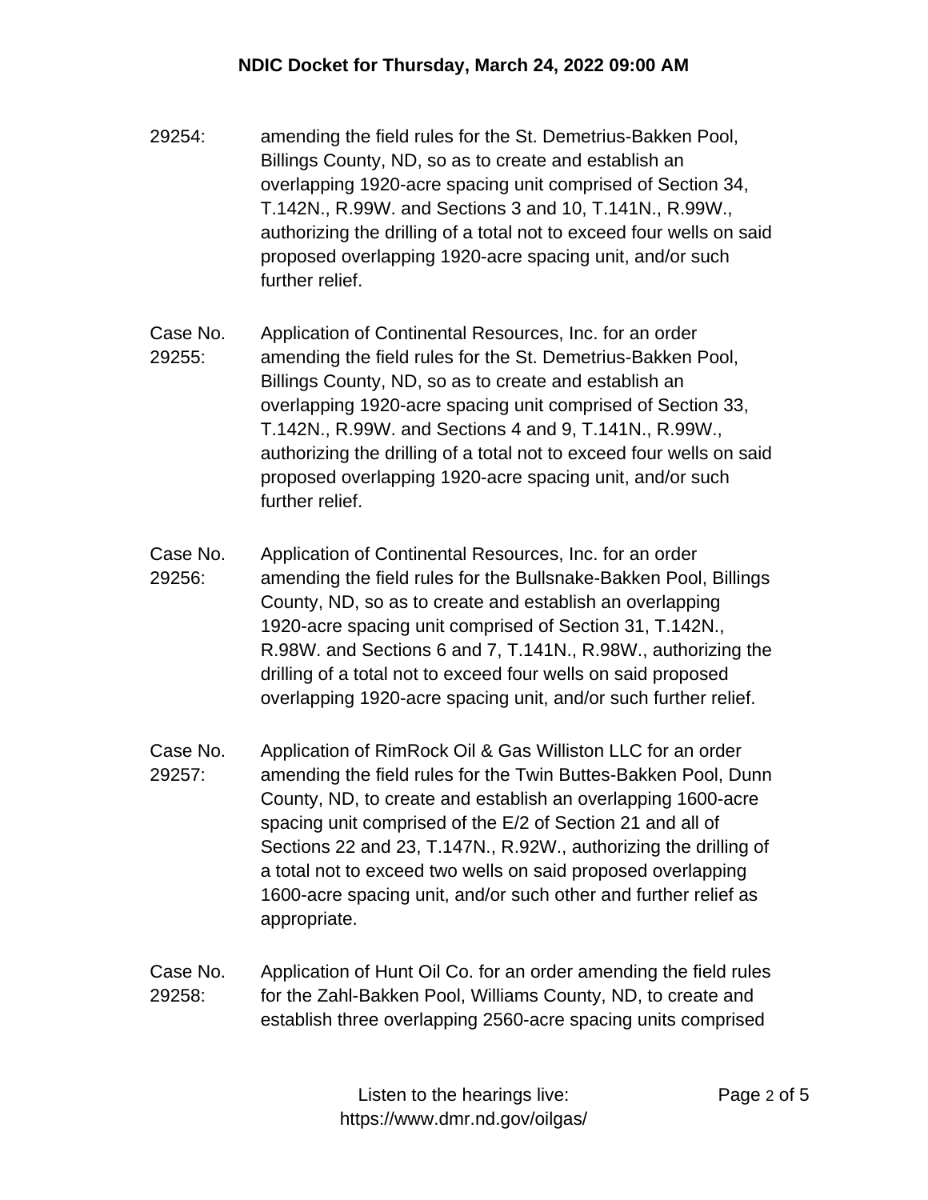29254: amending the field rules for the St. Demetrius-Bakken Pool, Billings County, ND, so as to create and establish an overlapping 1920-acre spacing unit comprised of Section 34, T.142N., R.99W. and Sections 3 and 10, T.141N., R.99W., authorizing the drilling of a total not to exceed four wells on said proposed overlapping 1920-acre spacing unit, and/or such further relief.

Case No. 29255: Application of Continental Resources, Inc. for an order amending the field rules for the St. Demetrius-Bakken Pool, Billings County, ND, so as to create and establish an overlapping 1920-acre spacing unit comprised of Section 33, T.142N., R.99W. and Sections 4 and 9, T.141N., R.99W., authorizing the drilling of a total not to exceed four wells on said proposed overlapping 1920-acre spacing unit, and/or such further relief.

Case No. 29256: Application of Continental Resources, Inc. for an order amending the field rules for the Bullsnake-Bakken Pool, Billings County, ND, so as to create and establish an overlapping 1920-acre spacing unit comprised of Section 31, T.142N., R.98W. and Sections 6 and 7, T.141N., R.98W., authorizing the drilling of a total not to exceed four wells on said proposed overlapping 1920-acre spacing unit, and/or such further relief.

Case No. 29257: Application of RimRock Oil & Gas Williston LLC for an order amending the field rules for the Twin Buttes-Bakken Pool, Dunn County, ND, to create and establish an overlapping 1600-acre spacing unit comprised of the E/2 of Section 21 and all of Sections 22 and 23, T.147N., R.92W., authorizing the drilling of a total not to exceed two wells on said proposed overlapping 1600-acre spacing unit, and/or such other and further relief as appropriate.

Case No. 29258: Application of Hunt Oil Co. for an order amending the field rules for the Zahl-Bakken Pool, Williams County, ND, to create and establish three overlapping 2560-acre spacing units comprised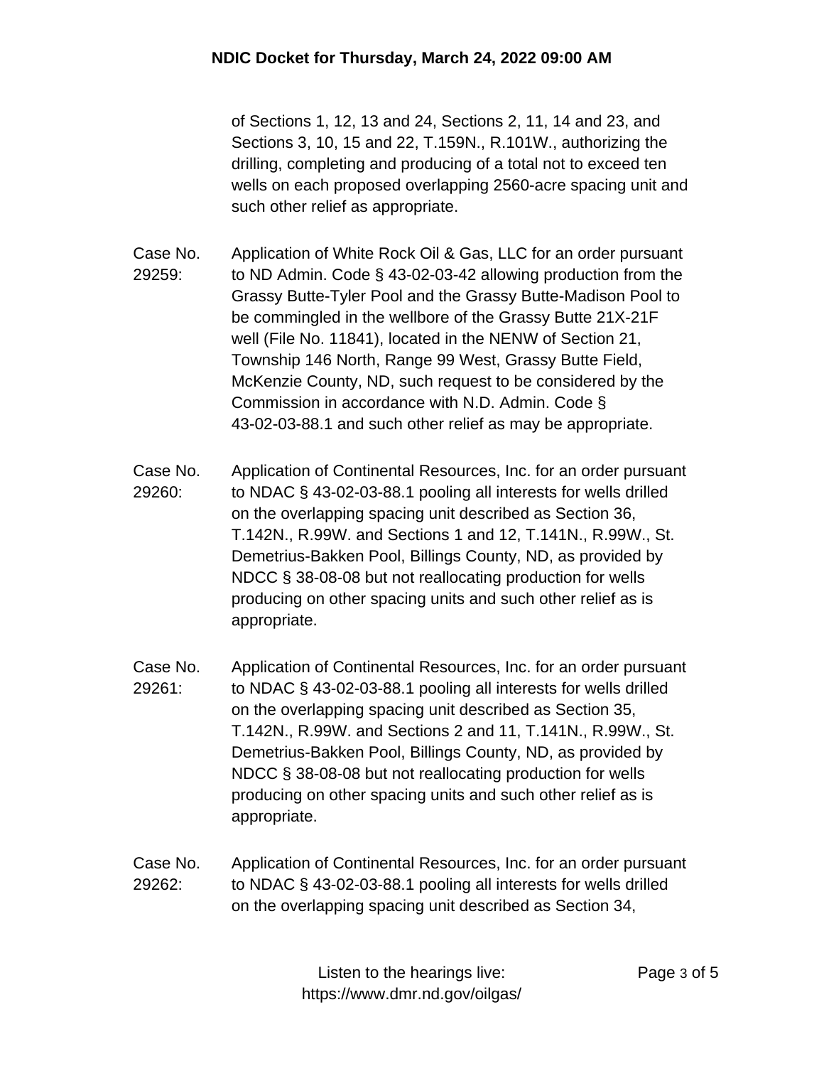of Sections 1, 12, 13 and 24, Sections 2, 11, 14 and 23, and Sections 3, 10, 15 and 22, T.159N., R.101W., authorizing the drilling, completing and producing of a total not to exceed ten wells on each proposed overlapping 2560-acre spacing unit and such other relief as appropriate.

Case No. 29259: Application of White Rock Oil & Gas, LLC for an order pursuant to ND Admin. Code § 43-02-03-42 allowing production from the Grassy Butte-Tyler Pool and the Grassy Butte-Madison Pool to be commingled in the wellbore of the Grassy Butte 21X-21F well (File No. 11841), located in the NENW of Section 21, Township 146 North, Range 99 West, Grassy Butte Field, McKenzie County, ND, such request to be considered by the Commission in accordance with N.D. Admin. Code § 43-02-03-88.1 and such other relief as may be appropriate.

Case No. 29260: Application of Continental Resources, Inc. for an order pursuant to NDAC § 43-02-03-88.1 pooling all interests for wells drilled on the overlapping spacing unit described as Section 36, T.142N., R.99W. and Sections 1 and 12, T.141N., R.99W., St. Demetrius-Bakken Pool, Billings County, ND, as provided by NDCC § 38-08-08 but not reallocating production for wells producing on other spacing units and such other relief as is appropriate.

Case No. 29261: Application of Continental Resources, Inc. for an order pursuant to NDAC § 43-02-03-88.1 pooling all interests for wells drilled on the overlapping spacing unit described as Section 35, T.142N., R.99W. and Sections 2 and 11, T.141N., R.99W., St. Demetrius-Bakken Pool, Billings County, ND, as provided by NDCC § 38-08-08 but not reallocating production for wells producing on other spacing units and such other relief as is appropriate.

Case No. 29262: Application of Continental Resources, Inc. for an order pursuant to NDAC § 43-02-03-88.1 pooling all interests for wells drilled on the overlapping spacing unit described as Section 34,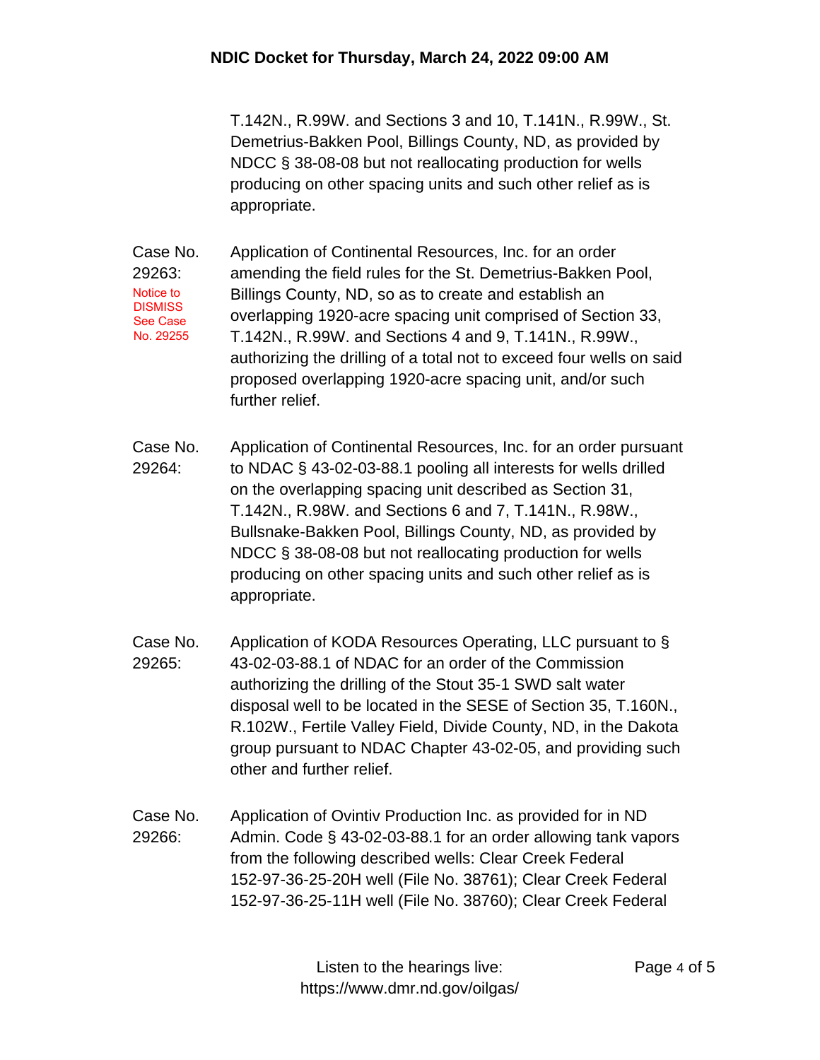T.142N., R.99W. and Sections 3 and 10, T.141N., R.99W., St. Demetrius-Bakken Pool, Billings County, ND, as provided by NDCC § 38-08-08 but not reallocating production for wells producing on other spacing units and such other relief as is appropriate.

**Case No. 29263:**
Notice to DISMISS See Case No. 29255

Application of Continental Resources, Inc. for an order amending the field rules for the St. Demetrius-Bakken Pool, Billings County, ND, so as to create and establish an overlapping 1920-acre spacing unit comprised of Section 33, T.142N., R.99W. and Sections 4 and 9, T.141N., R.99W., authorizing the drilling of a total not to exceed four wells on said proposed overlapping 1920-acre spacing unit, and/or such further relief.

**Case No. 29264:**

Application of Continental Resources, Inc. for an order pursuant to NDAC § 43-02-03-88.1 pooling all interests for wells drilled on the overlapping spacing unit described as Section 31, T.142N., R.98W. and Sections 6 and 7, T.141N., R.98W., Bullsnake-Bakken Pool, Billings County, ND, as provided by NDCC § 38-08-08 but not reallocating production for wells producing on other spacing units and such other relief as is appropriate.

**Case No. 29265:**

Application of KODA Resources Operating, LLC pursuant to § 43-02-03-88.1 of NDAC for an order of the Commission authorizing the drilling of the Stout 35-1 SWD salt water disposal well to be located in the SESE of Section 35, T.160N., R.102W., Fertile Valley Field, Divide County, ND, in the Dakota group pursuant to NDAC Chapter 43-02-05, and providing such other and further relief.

**Case No. 29266:**

Application of Ovintiv Production Inc. as provided for in ND Admin. Code § 43-02-03-88.1 for an order allowing tank vapors from the following described wells: Clear Creek Federal 152-97-36-25-20H well (File No. 38761); Clear Creek Federal 152-97-36-25-11H well (File No. 38760); Clear Creek Federal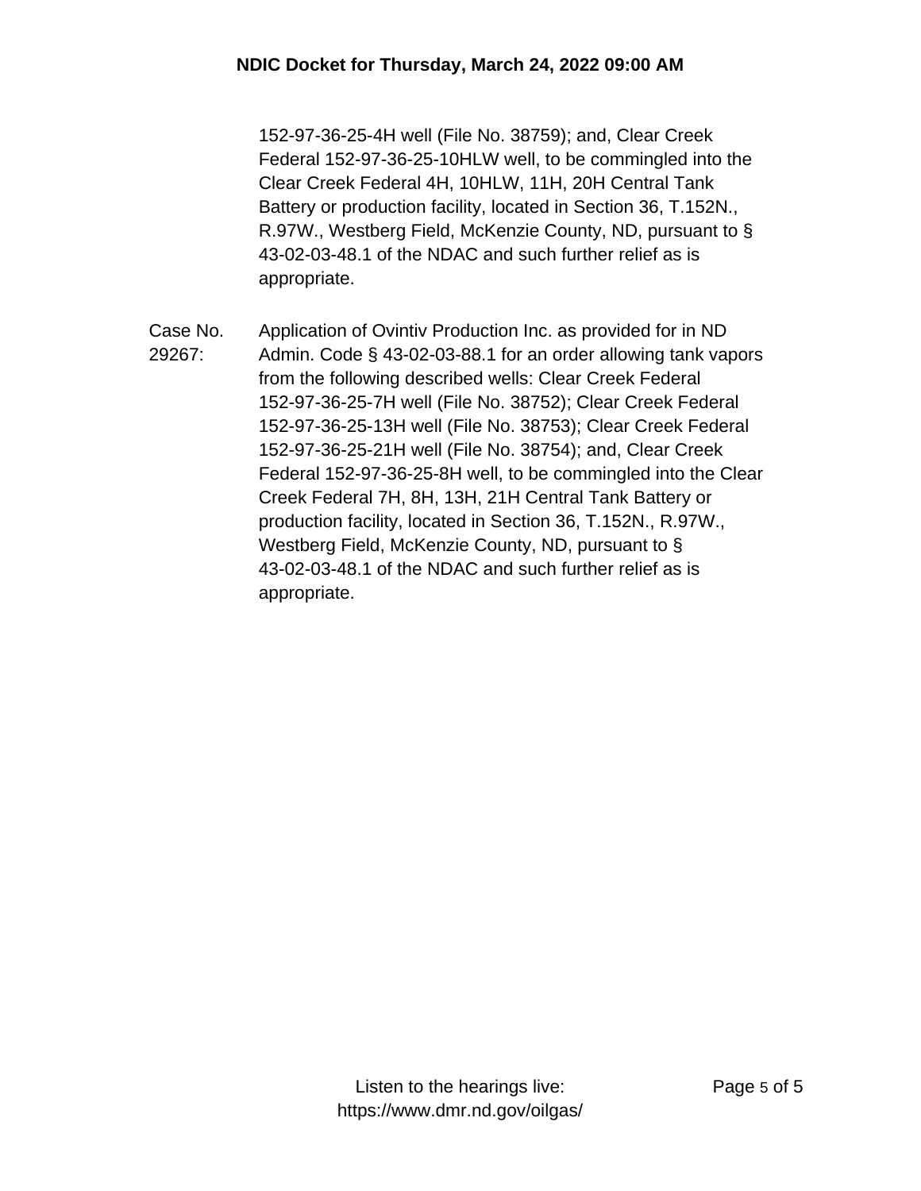152-97-36-25-4H well (File No. 38759); and, Clear Creek Federal 152-97-36-25-10HLW well, to be commingled into the Clear Creek Federal 4H, 10HLW, 11H, 20H Central Tank Battery or production facility, located in Section 36, T.152N., R.97W., Westberg Field, McKenzie County, ND, pursuant to § 43-02-03-48.1 of the NDAC and such further relief as is appropriate.

Case No. 29267: Application of Ovintiv Production Inc. as provided for in ND Admin. Code § 43-02-03-88.1 for an order allowing tank vapors from the following described wells: Clear Creek Federal 152-97-36-25-7H well (File No. 38752); Clear Creek Federal 152-97-36-25-13H well (File No. 38753); Clear Creek Federal 152-97-36-25-21H well (File No. 38754); and, Clear Creek Federal 152-97-36-25-8H well, to be commingled into the Clear Creek Federal 7H, 8H, 13H, 21H Central Tank Battery or production facility, located in Section 36, T.152N., R.97W., Westberg Field, McKenzie County, ND, pursuant to § 43-02-03-48.1 of the NDAC and such further relief as is appropriate.